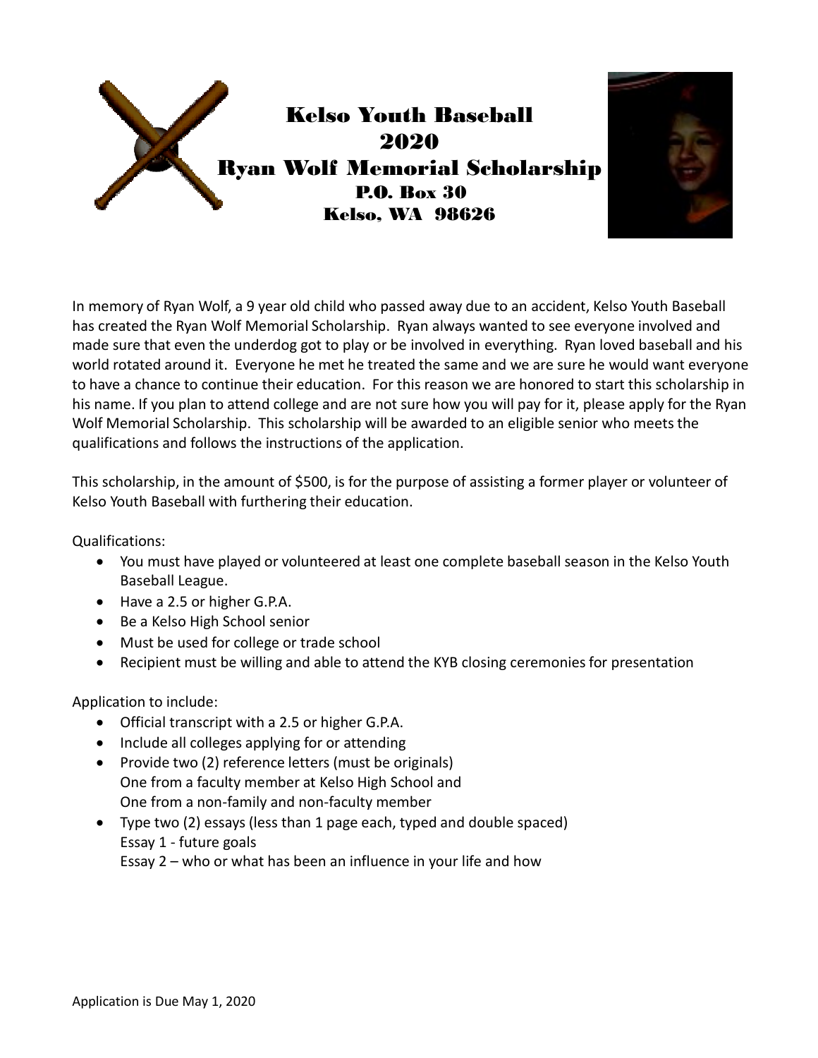# Kelso Youth Baseball
# 2020
# Ryan Wolf Memorial Scholarship

**P.O. Box 30**
**Kelso, WA 98626**

In memory of Ryan Wolf, a 9 year old child who passed away due to an accident, Kelso Youth Baseball has created the Ryan Wolf Memorial Scholarship. Ryan always wanted to see everyone involved and made sure that even the underdog got to play or be involved in everything. Ryan loved baseball and his world rotated around it. Everyone he met he treated the same and we are sure he would want everyone to have a chance to continue their education. For this reason we are honored to start this scholarship in his name. If you plan to attend college and are not sure how you will pay for it, please apply for the Ryan Wolf Memorial Scholarship. This scholarship will be awarded to an eligible senior who meets the qualifications and follows the instructions of the application.

This scholarship, in the amount of $500, is for the purpose of assisting a former player or volunteer of Kelso Youth Baseball with furthering their education.

Qualifications:

- You must have played or volunteered at least one complete baseball season in the Kelso Youth Baseball League.
- Have a 2.5 or higher G.P.A.
- Be a Kelso High School senior
- Must be used for college or trade school
- Recipient must be willing and able to attend the KYB closing ceremonies for presentation

Application to include:

- Official transcript with a 2.5 or higher G.P.A.
- Include all colleges applying for or attending
- Provide two (2) reference letters (must be originals)
  One from a faculty member at Kelso High School and
  One from a non-family and non-faculty member
- Type two (2) essays (less than 1 page each, typed and double spaced)
  Essay 1 - future goals
  Essay 2 – who or what has been an influence in your life and how

Application is Due May 1, 2020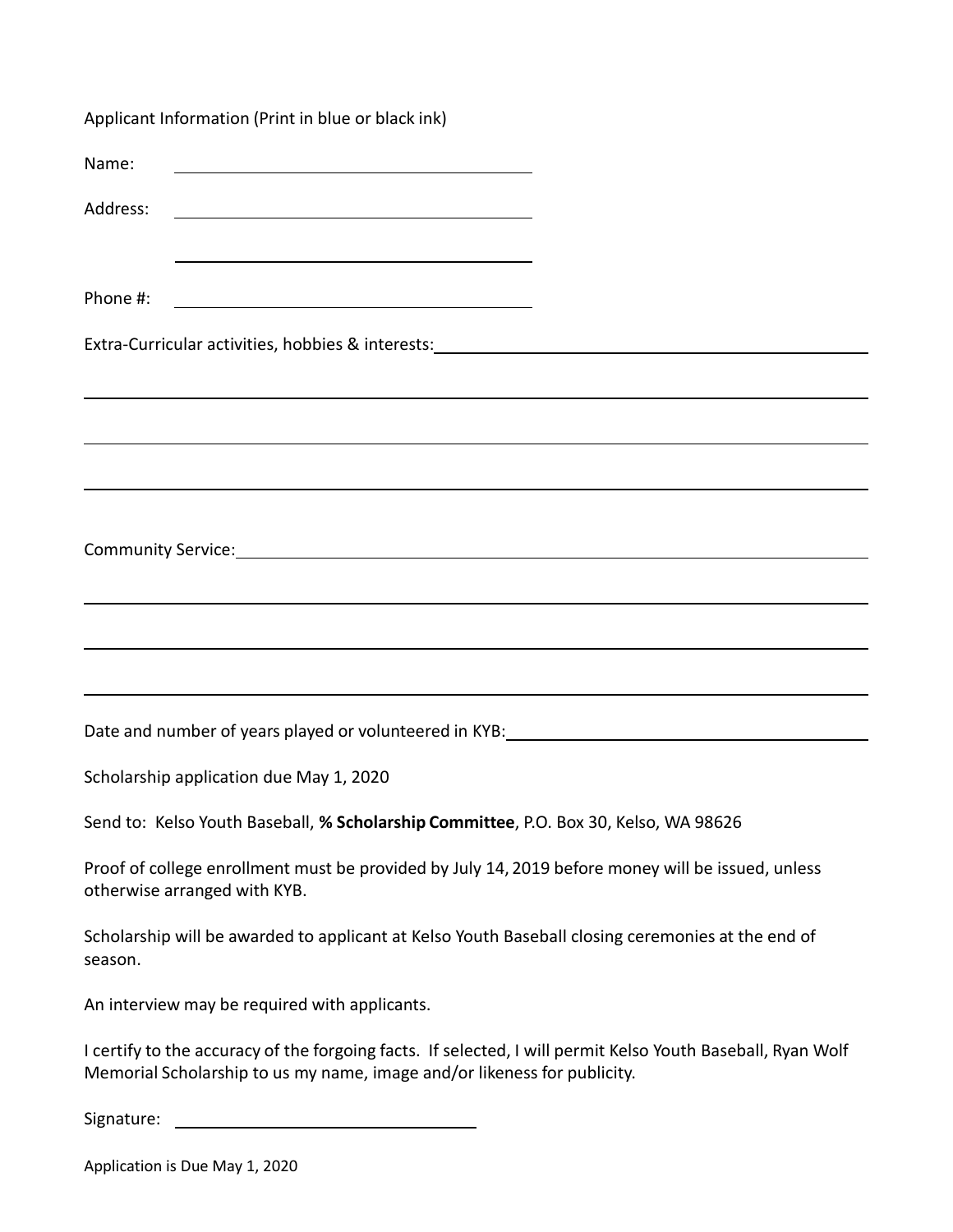Applicant Information (Print in blue or black ink)

Name: \_\_\_\_\_\_\_\_\_\_\_\_\_\_\_\_\_\_\_\_\_\_\_\_\_\_\_\_\_\_\_\_\_\_\_\_\_\_\_\_

Address: \_\_\_\_\_\_\_\_\_\_\_\_\_\_\_\_\_\_\_\_\_\_\_\_\_\_\_\_\_\_\_\_\_\_\_\_\_\_\_\_

\_\_\_\_\_\_\_\_\_\_\_\_\_\_\_\_\_\_\_\_\_\_\_\_\_\_\_\_\_\_\_\_\_\_\_\_\_\_\_\_

Phone #: \_\_\_\_\_\_\_\_\_\_\_\_\_\_\_\_\_\_\_\_\_\_\_\_\_\_\_\_\_\_\_\_\_\_\_\_\_\_\_\_

Extra-Curricular activities, hobbies & interests: \_\_\_\_\_\_\_\_\_\_\_\_\_\_\_\_\_\_\_\_\_\_\_\_\_\_\_\_\_\_\_\_\_\_\_\_\_\_\_\_

\_\_\_\_\_\_\_\_\_\_\_\_\_\_\_\_\_\_\_\_\_\_\_\_\_\_\_\_\_\_\_\_\_\_\_\_\_\_\_\_\_\_\_\_\_\_\_\_\_\_\_\_\_\_\_\_\_\_\_\_\_\_\_\_\_\_\_\_\_\_\_\_\_\_\_\_\_\_

\_\_\_\_\_\_\_\_\_\_\_\_\_\_\_\_\_\_\_\_\_\_\_\_\_\_\_\_\_\_\_\_\_\_\_\_\_\_\_\_\_\_\_\_\_\_\_\_\_\_\_\_\_\_\_\_\_\_\_\_\_\_\_\_\_\_\_\_\_\_\_\_\_\_\_\_\_\_

\_\_\_\_\_\_\_\_\_\_\_\_\_\_\_\_\_\_\_\_\_\_\_\_\_\_\_\_\_\_\_\_\_\_\_\_\_\_\_\_\_\_\_\_\_\_\_\_\_\_\_\_\_\_\_\_\_\_\_\_\_\_\_\_\_\_\_\_\_\_\_\_\_\_\_\_\_\_

Community Service: \_\_\_\_\_\_\_\_\_\_\_\_\_\_\_\_\_\_\_\_\_\_\_\_\_\_\_\_\_\_\_\_\_\_\_\_\_\_\_\_\_\_\_\_\_\_\_\_\_\_\_\_\_\_\_\_\_\_\_\_

\_\_\_\_\_\_\_\_\_\_\_\_\_\_\_\_\_\_\_\_\_\_\_\_\_\_\_\_\_\_\_\_\_\_\_\_\_\_\_\_\_\_\_\_\_\_\_\_\_\_\_\_\_\_\_\_\_\_\_\_\_\_\_\_\_\_\_\_\_\_\_\_\_\_\_\_\_\_

\_\_\_\_\_\_\_\_\_\_\_\_\_\_\_\_\_\_\_\_\_\_\_\_\_\_\_\_\_\_\_\_\_\_\_\_\_\_\_\_\_\_\_\_\_\_\_\_\_\_\_\_\_\_\_\_\_\_\_\_\_\_\_\_\_\_\_\_\_\_\_\_\_\_\_\_\_\_

\_\_\_\_\_\_\_\_\_\_\_\_\_\_\_\_\_\_\_\_\_\_\_\_\_\_\_\_\_\_\_\_\_\_\_\_\_\_\_\_\_\_\_\_\_\_\_\_\_\_\_\_\_\_\_\_\_\_\_\_\_\_\_\_\_\_\_\_\_\_\_\_\_\_\_\_\_\_

Date and number of years played or volunteered in KYB: \_\_\_\_\_\_\_\_\_\_\_\_\_\_\_\_\_\_\_\_\_\_\_\_\_\_\_\_\_\_\_\_\_\_\_\_

Scholarship application due May 1, 2020

Send to: Kelso Youth Baseball, **% Scholarship Committee**, P.O. Box 30, Kelso, WA 98626

Proof of college enrollment must be provided by July 14, 2019 before money will be issued, unless otherwise arranged with KYB.

Scholarship will be awarded to applicant at Kelso Youth Baseball closing ceremonies at the end of season.

An interview may be required with applicants.

I certify to the accuracy of the forgoing facts. If selected, I will permit Kelso Youth Baseball, Ryan Wolf Memorial Scholarship to us my name, image and/or likeness for publicity.

Signature: \_\_\_\_\_\_\_\_\_\_\_\_\_\_\_\_\_\_\_\_\_\_\_\_\_\_\_\_\_\_\_\_\_\_

Application is Due May 1, 2020